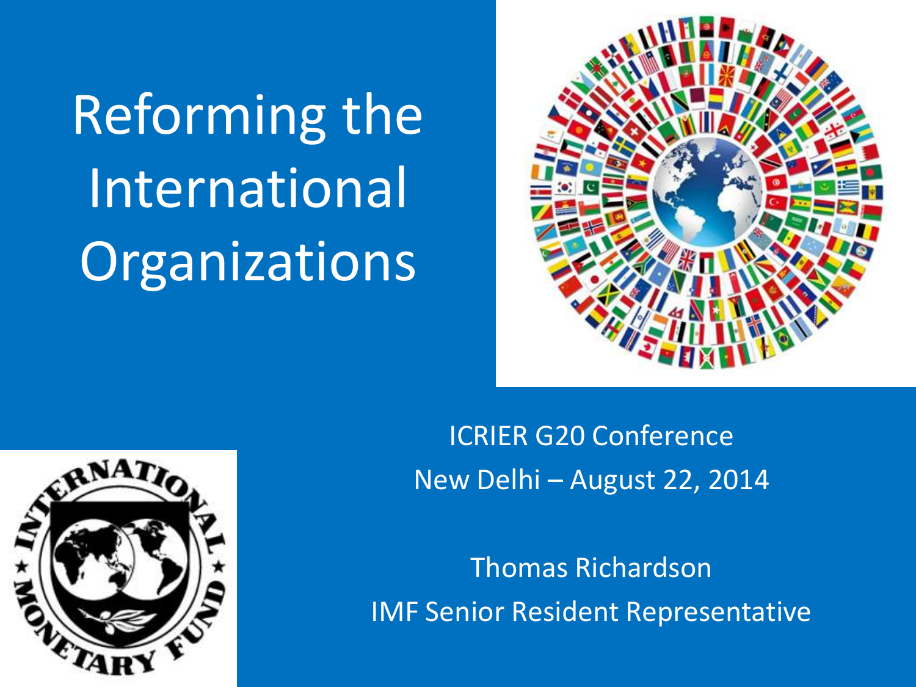# Reforming the International Organizations

ICRIER G20 Conference

New Delhi – August 22, 2014

Thomas Richardson

IMF Senior Resident Representative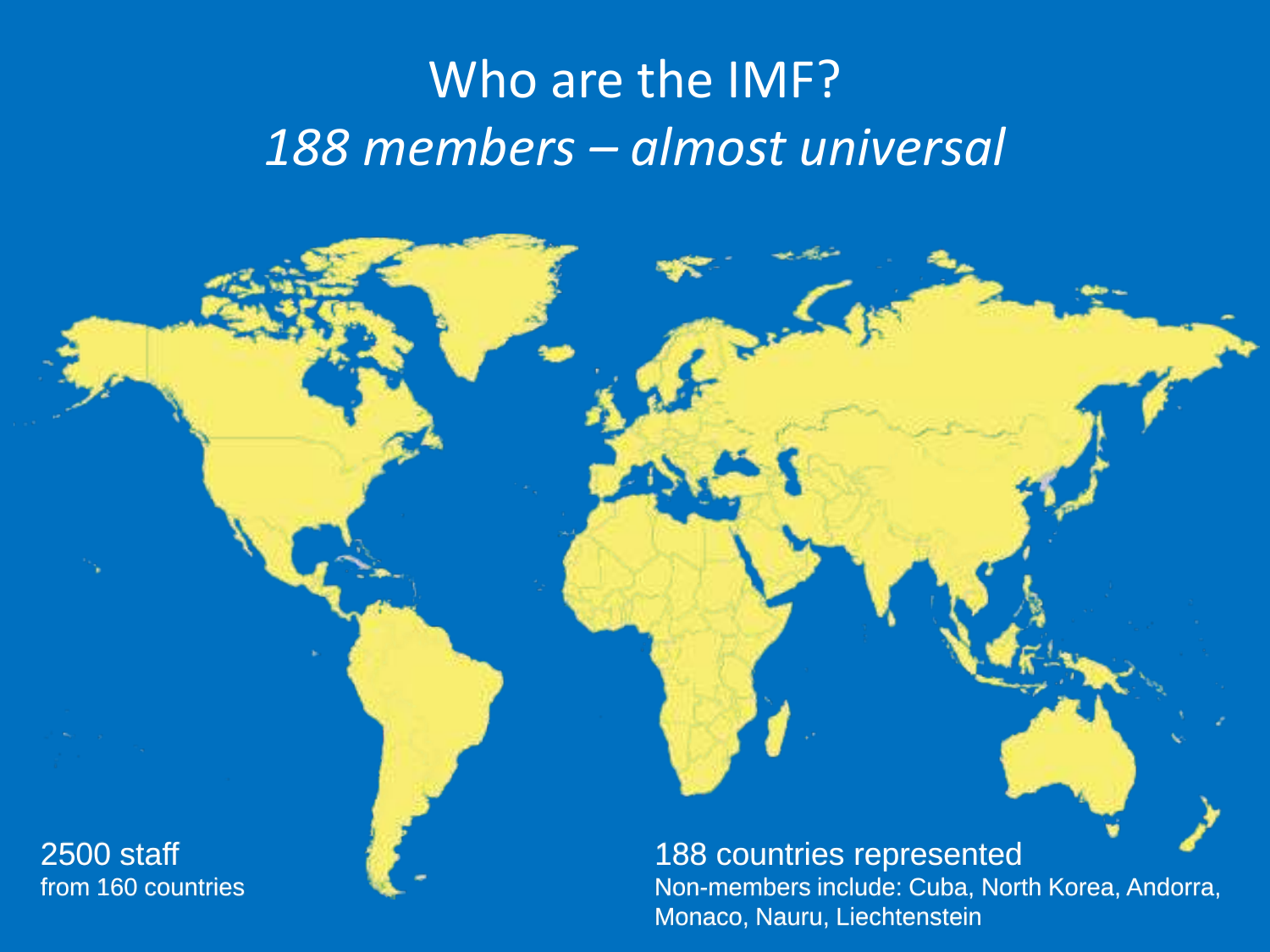# Who are the IMF?

## *188 members – almost universal*

2500 staff
from 160 countries

188 countries represented
Non-members include: Cuba, North Korea, Andorra, Monaco, Nauru, Liechtenstein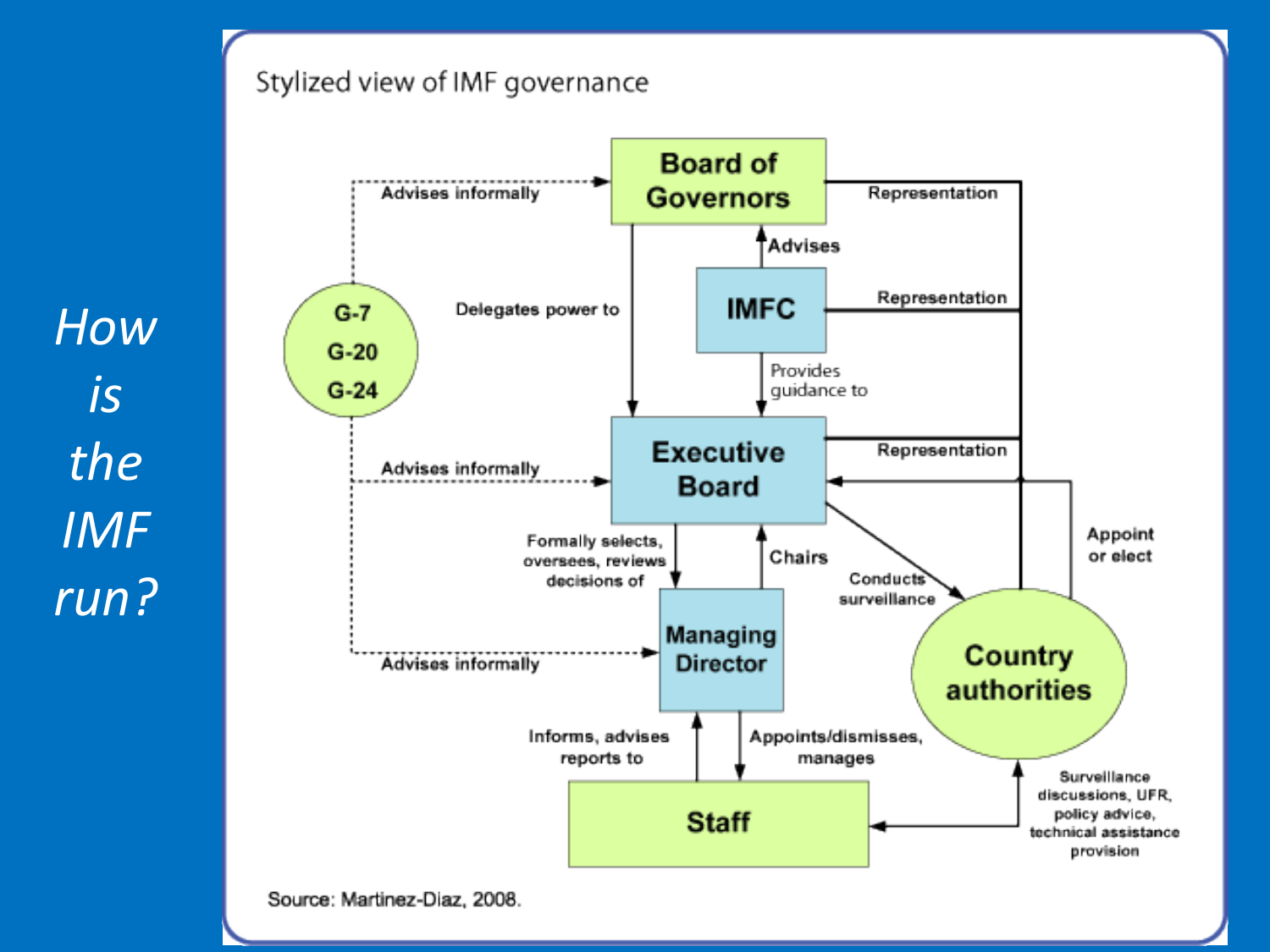# How is the IMF run?

Stylized view of IMF governance

Board of Governors

IMFC

Executive Board

Managing Director

Staff

G-7
G-20
G-24

Country authorities

Advises informally

Advises informally

Advises informally

Delegates power to

Advises

Provides guidance to

Representation

Representation

Representation

Appoint or elect

Formally selects, oversees, reviews decisions of

Chairs

Conducts surveillance

Informs, advises reports to

Appoints/dismisses, manages

Surveillance discussions, UFR, policy advice, technical assistance provision

Source: Martinez-Diaz, 2008.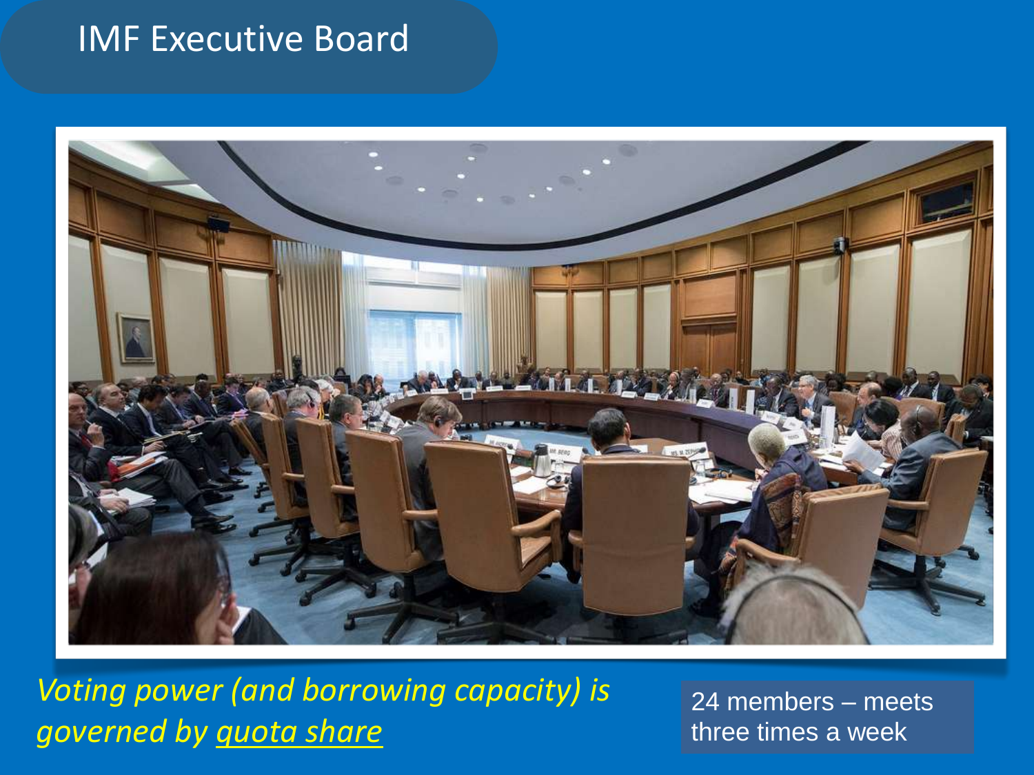# IMF Executive Board

*Voting power (and borrowing capacity) is governed by quota share*

24 members – meets three times a week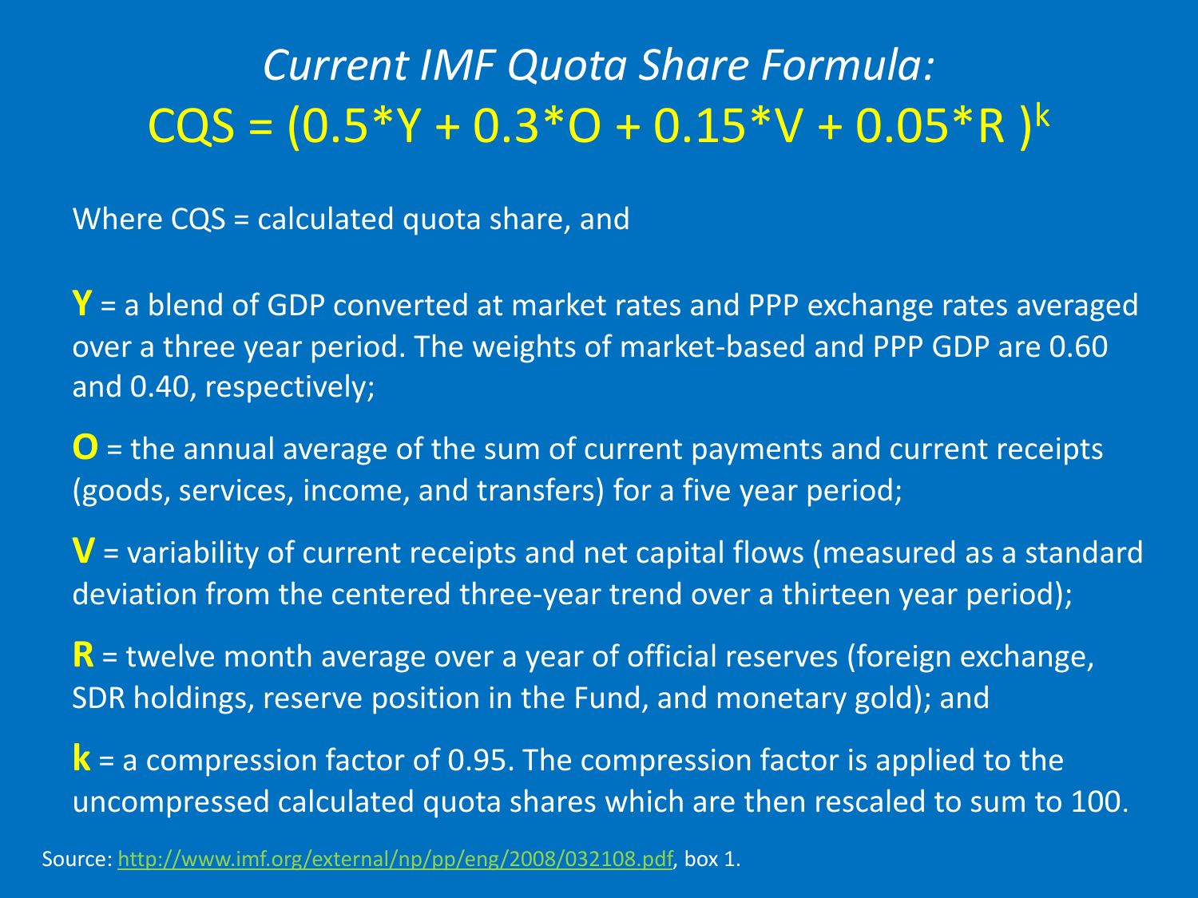# *Current IMF Quota Share Formula:*

$$CQS = (0.5*Y + 0.3*O + 0.15*V + 0.05*R)^k$$

Where CQS = calculated quota share, and

**Y** = a blend of GDP converted at market rates and PPP exchange rates averaged over a three year period. The weights of market-based and PPP GDP are 0.60 and 0.40, respectively;

**O** = the annual average of the sum of current payments and current receipts (goods, services, income, and transfers) for a five year period;

**V** = variability of current receipts and net capital flows (measured as a standard deviation from the centered three-year trend over a thirteen year period);

**R** = twelve month average over a year of official reserves (foreign exchange, SDR holdings, reserve position in the Fund, and monetary gold); and

**k** = a compression factor of 0.95. The compression factor is applied to the uncompressed calculated quota shares which are then rescaled to sum to 100.

Source: http://www.imf.org/external/np/pp/eng/2008/032108.pdf, box 1.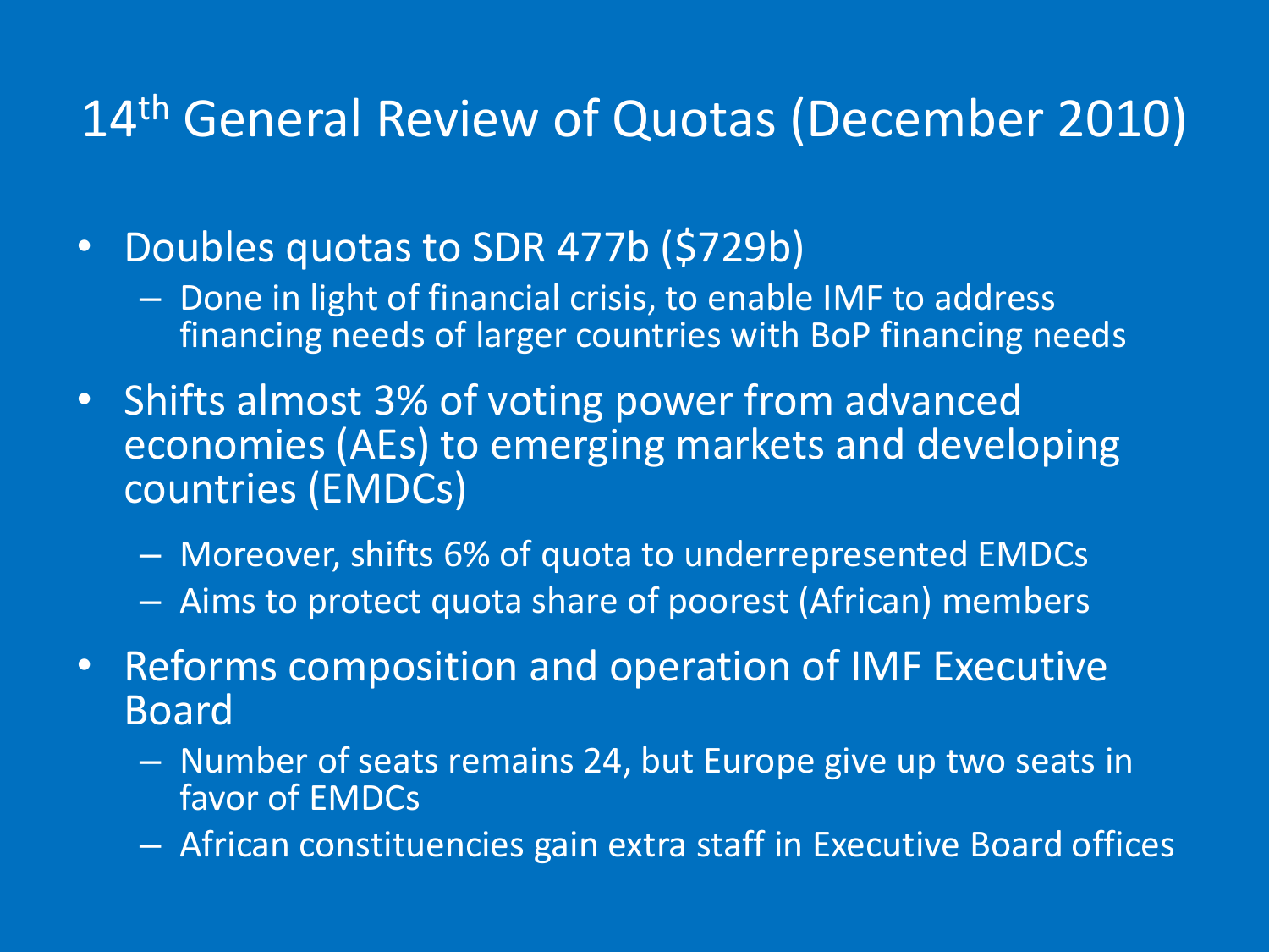# 14th General Review of Quotas (December 2010)

- Doubles quotas to SDR 477b ($729b)
  - Done in light of financial crisis, to enable IMF to address financing needs of larger countries with BoP financing needs
- Shifts almost 3% of voting power from advanced economies (AEs) to emerging markets and developing countries (EMDCs)
  - Moreover, shifts 6% of quota to underrepresented EMDCs
  - Aims to protect quota share of poorest (African) members
- Reforms composition and operation of IMF Executive Board
  - Number of seats remains 24, but Europe give up two seats in favor of EMDCs
  - African constituencies gain extra staff in Executive Board offices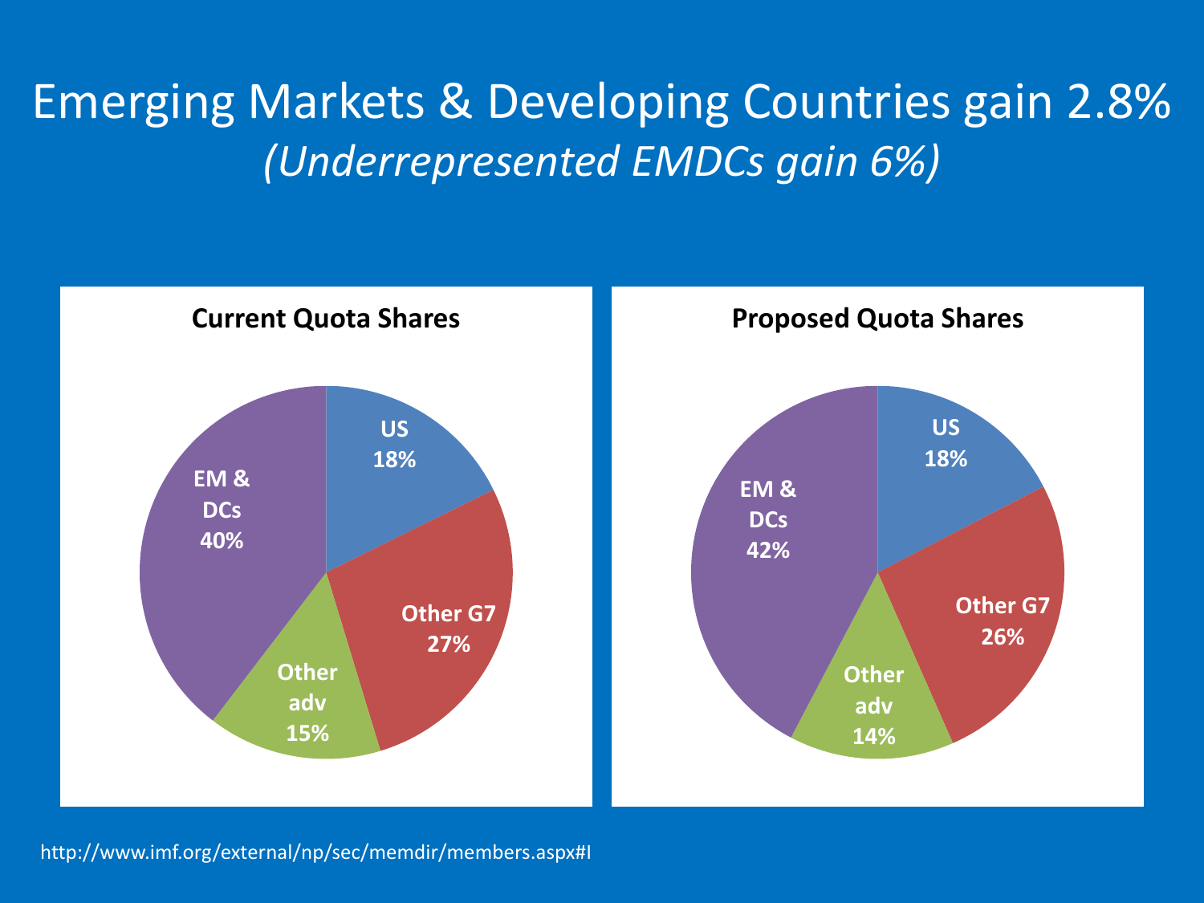# Emerging Markets & Developing Countries gain 2.8%

*(Underrepresented EMDCs gain 6%)*

**Current Quota Shares**

| Group | Share |
| --- | --- |
| US | 18% |
| Other G7 | 27% |
| Other adv | 15% |
| EM & DCs | 40% |

**Proposed Quota Shares**

| Group | Share |
| --- | --- |
| US | 18% |
| Other G7 | 26% |
| Other adv | 14% |
| EM & DCs | 42% |

http://www.imf.org/external/np/sec/memdir/members.aspx#I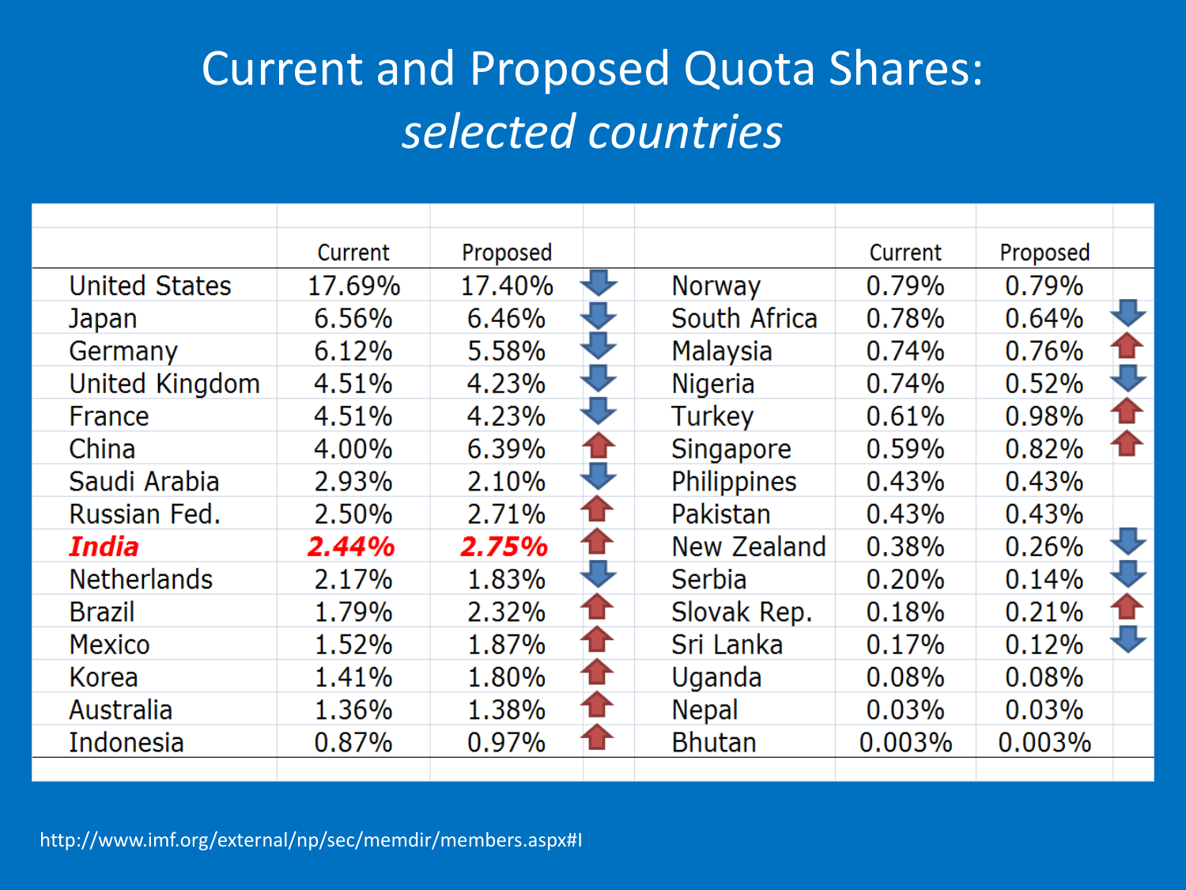# Current and Proposed Quota Shares: *selected countries*

| | Current | Proposed | | | Current | Proposed | |
|---|---|---|---|---|---|---|---|
| United States | 17.69% | 17.40% | ↓ | Norway | 0.79% | 0.79% | |
| Japan | 6.56% | 6.46% | ↓ | South Africa | 0.78% | 0.64% | ↓ |
| Germany | 6.12% | 5.58% | ↓ | Malaysia | 0.74% | 0.76% | ↑ |
| United Kingdom | 4.51% | 4.23% | ↓ | Nigeria | 0.74% | 0.52% | ↓ |
| France | 4.51% | 4.23% | ↓ | Turkey | 0.61% | 0.98% | ↑ |
| China | 4.00% | 6.39% | ↑ | Singapore | 0.59% | 0.82% | ↑ |
| Saudi Arabia | 2.93% | 2.10% | ↓ | Philippines | 0.43% | 0.43% | |
| Russian Fed. | 2.50% | 2.71% | ↑ | Pakistan | 0.43% | 0.43% | |
| ***India*** | ***2.44%*** | ***2.75%*** | ↑ | New Zealand | 0.38% | 0.26% | ↓ |
| Netherlands | 2.17% | 1.83% | ↓ | Serbia | 0.20% | 0.14% | ↓ |
| Brazil | 1.79% | 2.32% | ↑ | Slovak Rep. | 0.18% | 0.21% | ↑ |
| Mexico | 1.52% | 1.87% | ↑ | Sri Lanka | 0.17% | 0.12% | ↓ |
| Korea | 1.41% | 1.80% | ↑ | Uganda | 0.08% | 0.08% | |
| Australia | 1.36% | 1.38% | ↑ | Nepal | 0.03% | 0.03% | |
| Indonesia | 0.87% | 0.97% | ↑ | Bhutan | 0.003% | 0.003% | |

http://www.imf.org/external/np/sec/memdir/members.aspx#I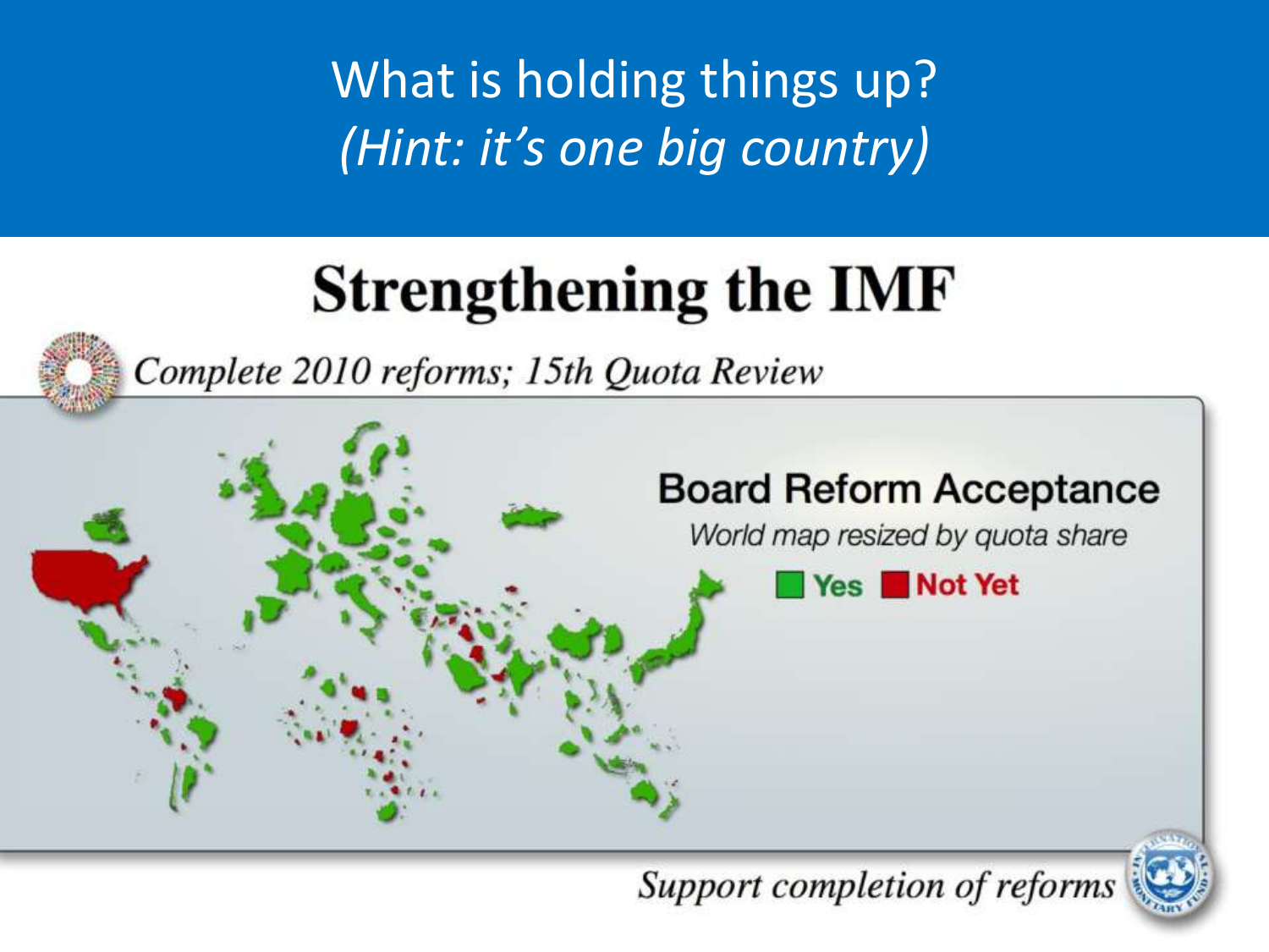# What is holding things up?
*(Hint: it's one big country)*

## Strengthening the IMF

*Complete 2010 reforms; 15th Quota Review*

**Board Reform Acceptance**

*World map resized by quota share*

Yes | Not Yet

*Support completion of reforms*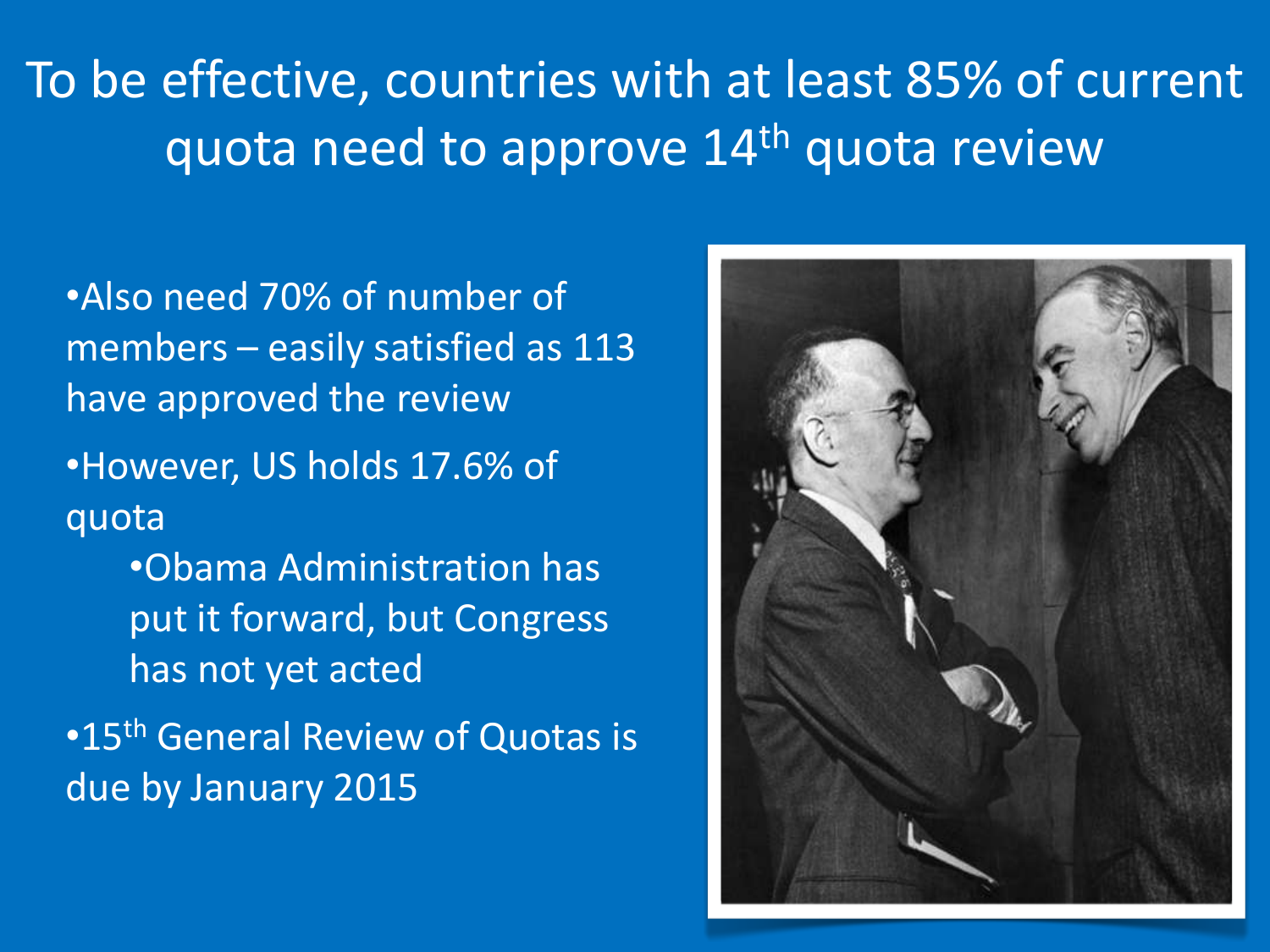# To be effective, countries with at least 85% of current quota need to approve 14th quota review

- Also need 70% of number of members – easily satisfied as 113 have approved the review
- However, US holds 17.6% of quota
  - Obama Administration has put it forward, but Congress has not yet acted
- 15th General Review of Quotas is due by January 2015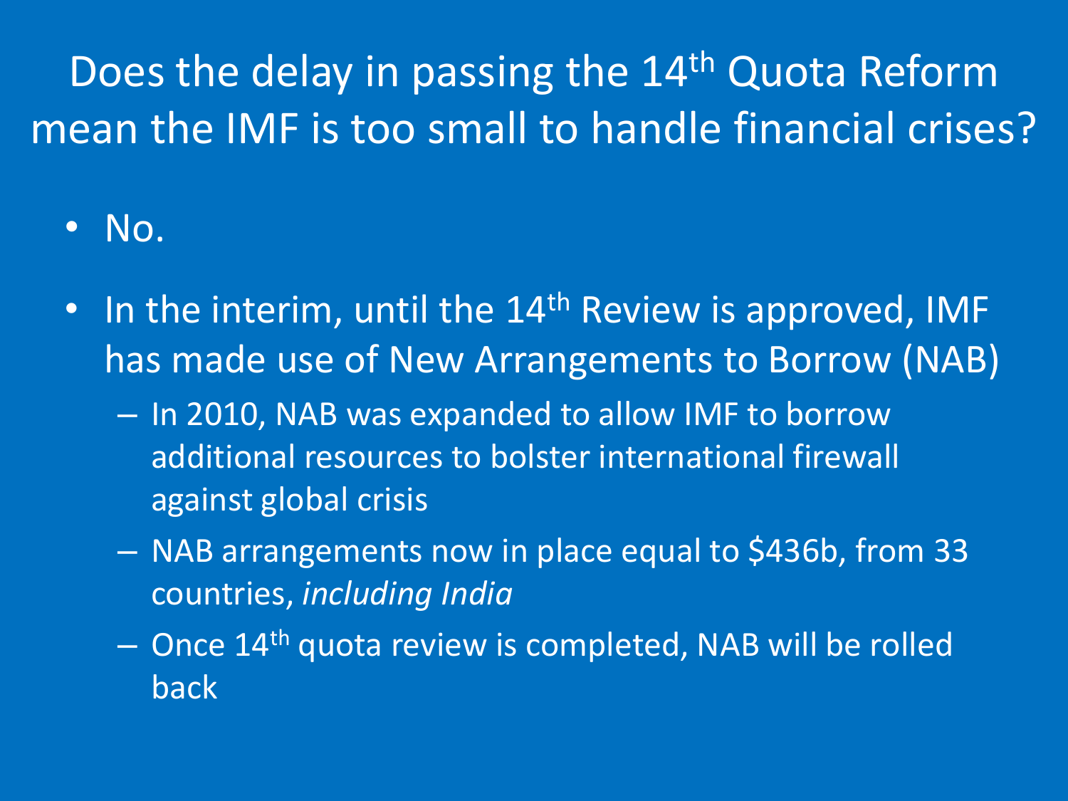# Does the delay in passing the 14th Quota Reform mean the IMF is too small to handle financial crises?

- No.
- In the interim, until the 14th Review is approved, IMF has made use of New Arrangements to Borrow (NAB)
  - In 2010, NAB was expanded to allow IMF to borrow additional resources to bolster international firewall against global crisis
  - NAB arrangements now in place equal to $436b, from 33 countries, *including India*
  - Once 14th quota review is completed, NAB will be rolled back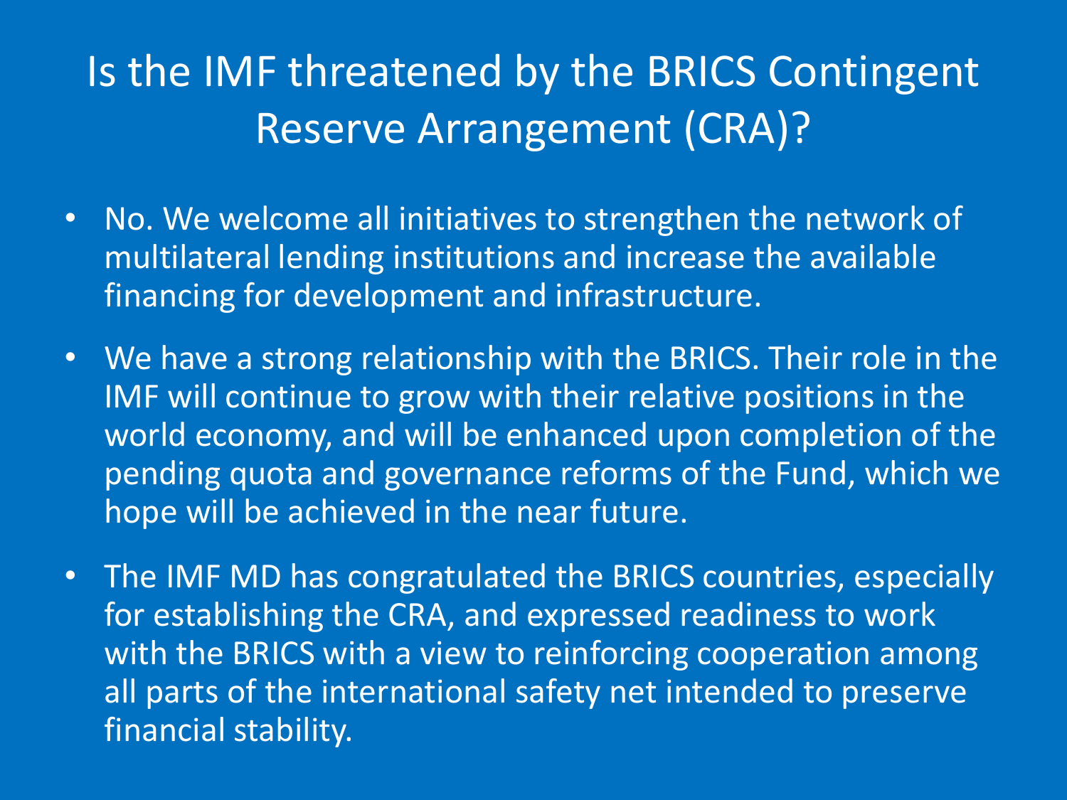# Is the IMF threatened by the BRICS Contingent Reserve Arrangement (CRA)?

- No. We welcome all initiatives to strengthen the network of multilateral lending institutions and increase the available financing for development and infrastructure.
- We have a strong relationship with the BRICS. Their role in the IMF will continue to grow with their relative positions in the world economy, and will be enhanced upon completion of the pending quota and governance reforms of the Fund, which we hope will be achieved in the near future.
- The IMF MD has congratulated the BRICS countries, especially for establishing the CRA, and expressed readiness to work with the BRICS with a view to reinforcing cooperation among all parts of the international safety net intended to preserve financial stability.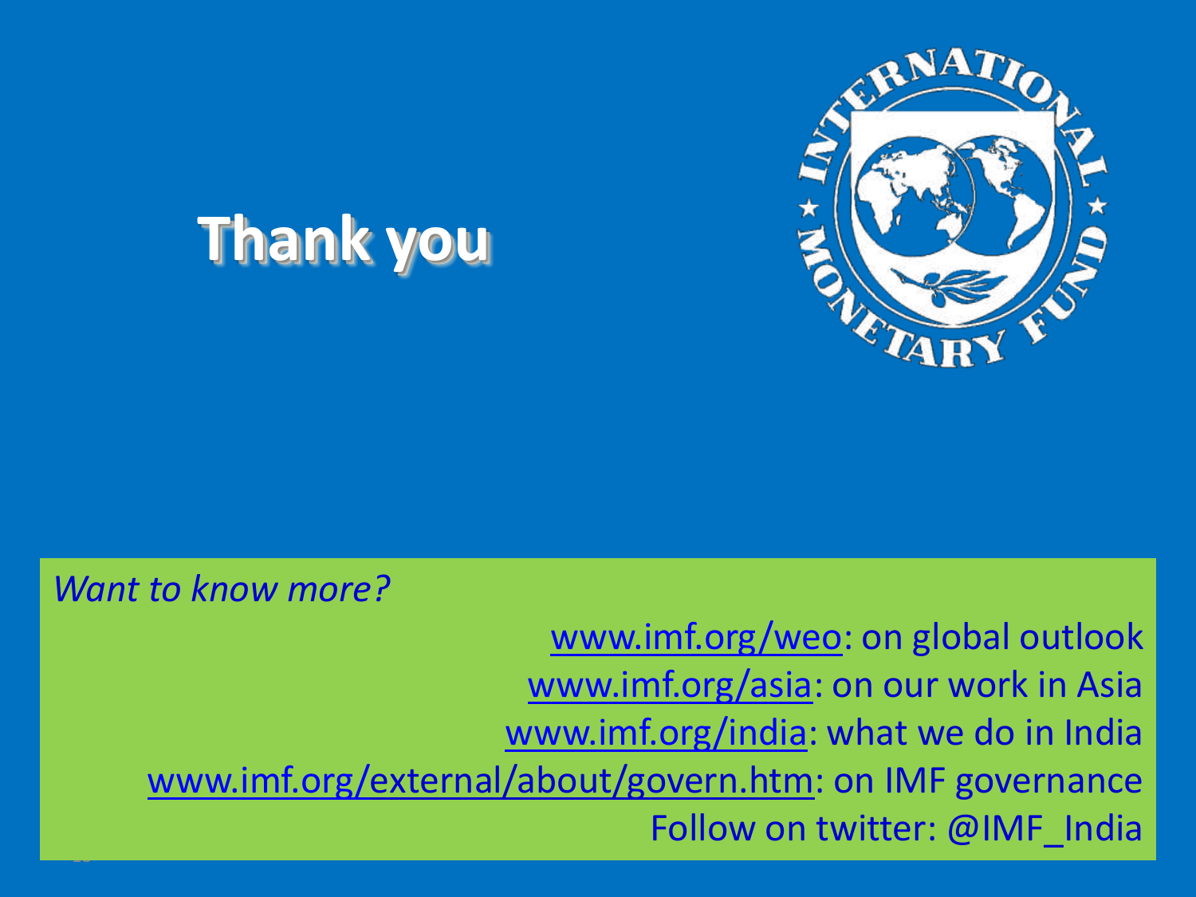# Thank you

*Want to know more?*

www.imf.org/weo: on global outlook
www.imf.org/asia: on our work in Asia
www.imf.org/india: what we do in India
www.imf.org/external/about/govern.htm: on IMF governance
Follow on twitter: @IMF_India